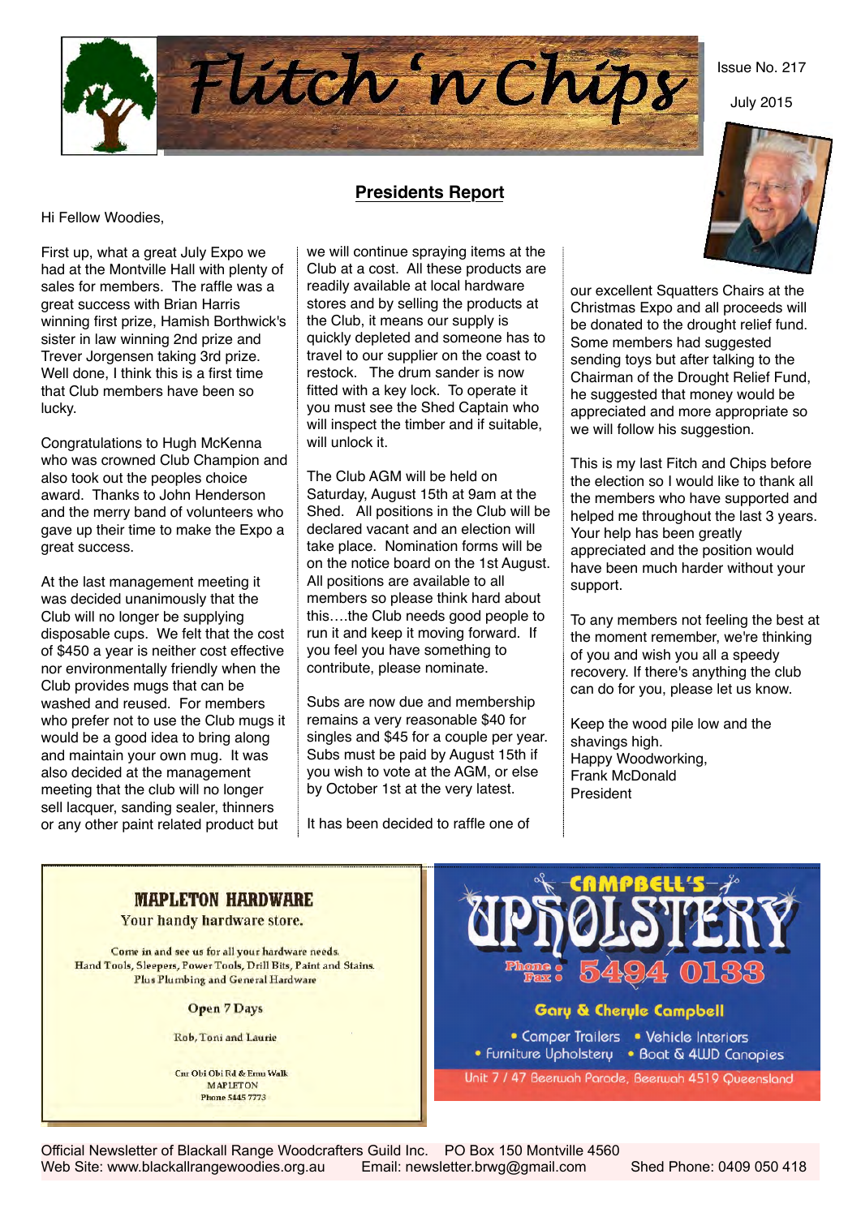# Flitch 'n Chips

Issue No. 217

July 2015

## Presidents Report

Hi Fellow Woodies,

First up, what a great July Expo we had at the Montville Hall with plenty of sales for members. The raffle was a great success with Brian Harris winning first prize, Hamish Borthwick's sister in law winning 2nd prize and Trever Jorgensen taking 3rd prize. Well done, I think this is a first time that Club members have been so lucky.

Congratulations to Hugh McKenna who was crowned Club Champion and also took out the peoples choice award. Thanks to John Henderson and the merry band of volunteers who gave up their time to make the Expo a great success.

At the last management meeting it was decided unanimously that the Club will no longer be supplying disposable cups. We felt that the cost of $450 a year is neither cost effective nor environmentally friendly when the Club provides mugs that can be washed and reused. For members who prefer not to use the Club mugs it would be a good idea to bring along and maintain your own mug. It was also decided at the management meeting that the club will no longer sell lacquer, sanding sealer, thinners or any other paint related product but we will continue spraying items at the Club at a cost. All these products are readily available at local hardware stores and by selling the products at the Club, it means our supply is quickly depleted and someone has to travel to our supplier on the coast to restock. The drum sander is now fitted with a key lock. To operate it you must see the Shed Captain who will inspect the timber and if suitable, will unlock it.

The Club AGM will be held on Saturday, August 15th at 9am at the Shed. All positions in the Club will be declared vacant and an election will take place. Nomination forms will be on the notice board on the 1st August. All positions are available to all members so please think hard about this….the Club needs good people to run it and keep it moving forward. If you feel you have something to contribute, please nominate.

Subs are now due and membership remains a very reasonable $40 for singles and $45 for a couple per year. Subs must be paid by August 15th if you wish to vote at the AGM, or else by October 1st at the very latest.

It has been decided to raffle one of our excellent Squatters Chairs at the Christmas Expo and all proceeds will be donated to the drought relief fund. Some members had suggested sending toys but after talking to the Chairman of the Drought Relief Fund, he suggested that money would be appreciated and more appropriate so we will follow his suggestion.

This is my last Fitch and Chips before the election so I would like to thank all the members who have supported and helped me throughout the last 3 years. Your help has been greatly appreciated and the position would have been much harder without your support.

To any members not feeling the best at the moment remember, we're thinking of you and wish you all a speedy recovery. If there's anything the club can do for you, please let us know.

Keep the wood pile low and the shavings high.
Happy Woodworking,
Frank McDonald
President

---

**MAPLETON HARDWARE**
Your handy hardware store.

Come in and see us for all your hardware needs.
Hand Tools, Sleepers, Power Tools, Drill Bits, Paint and Stains.
Plus Plumbing and General Hardware

**Open 7 Days**

Rob, Toni and Laurie

Cnr Obi Obi Rd & Emu Walk
MAPLETON
Phone 5445 7773

---

**CAMPBELL'S UPHOLSTERY**

Phone / Fax: 5494 0133

Gary & Cheryle Campbell

- Camper Trailers
- Vehicle Interiors
- Furniture Upholstery
- Boat & 4WD Canopies

Unit 7 / 47 Beerwah Parade, Beerwah 4519 Queensland

---

Official Newsletter of Blackall Range Woodcrafters Guild Inc. PO Box 150 Montville 4560
Web Site: www.blackallrangewoodies.org.au Email: newsletter.brwg@gmail.com Shed Phone: 0409 050 418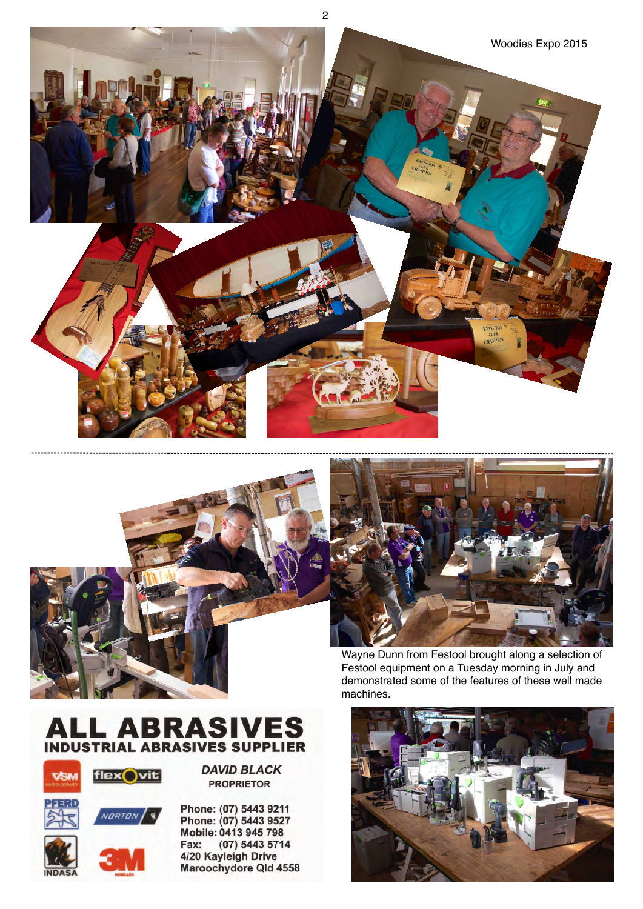Woodies Expo 2015

Wayne Dunn from Festool brought along a selection of Festool equipment on a Tuesday morning in July and demonstrated some of the features of these well made machines.

**ALL ABRASIVES**
**INDUSTRIAL ABRASIVES SUPPLIER**

***DAVID BLACK***
**PROPRIETOR**

**Phone: (07) 5443 9211**
**Phone: (07) 5443 9527**
**Mobile: 0413 945 798**
**Fax: (07) 5443 5714**
**4/20 Kayleigh Drive**
**Maroochydore Qld 4558**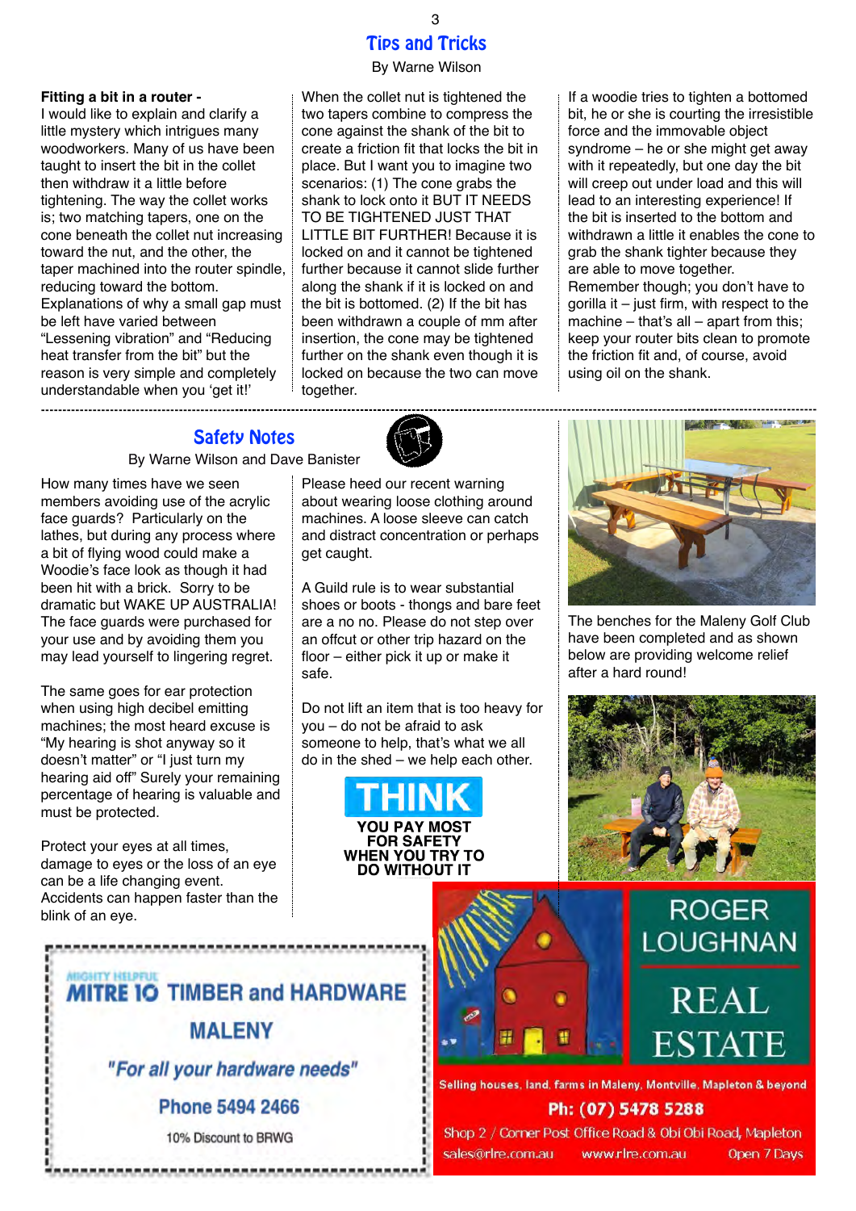## Tips and Tricks

By Warne Wilson

**Fitting a bit in a router -**
I would like to explain and clarify a little mystery which intrigues many woodworkers. Many of us have been taught to insert the bit in the collet then withdraw it a little before tightening. The way the collet works is; two matching tapers, one on the cone beneath the collet nut increasing toward the nut, and the other, the taper machined into the router spindle, reducing toward the bottom. Explanations of why a small gap must be left have varied between "Lessening vibration" and "Reducing heat transfer from the bit" but the reason is very simple and completely understandable when you 'get it!'

When the collet nut is tightened the two tapers combine to compress the cone against the shank of the bit to create a friction fit that locks the bit in place. But I want you to imagine two scenarios: (1) The cone grabs the shank to lock onto it BUT IT NEEDS TO BE TIGHTENED JUST THAT LITTLE BIT FURTHER! Because it is locked on and it cannot be tightened further because it cannot slide further along the shank if it is locked on and the bit is bottomed. (2) If the bit has been withdrawn a couple of mm after insertion, the cone may be tightened further on the shank even though it is locked on because the two can move together.

If a woodie tries to tighten a bottomed bit, he or she is courting the irresistible force and the immovable object syndrome – he or she might get away with it repeatedly, but one day the bit will creep out under load and this will lead to an interesting experience! If the bit is inserted to the bottom and withdrawn a little it enables the cone to grab the shank tighter because they are able to move together.
Remember though; you don't have to gorilla it – just firm, with respect to the machine – that's all – apart from this; keep your router bits clean to promote the friction fit and, of course, avoid using oil on the shank.

## Safety Notes

By Warne Wilson and Dave Banister

How many times have we seen members avoiding use of the acrylic face guards? Particularly on the lathes, but during any process where a bit of flying wood could make a Woodie's face look as though it had been hit with a brick. Sorry to be dramatic but WAKE UP AUSTRALIA! The face guards were purchased for your use and by avoiding them you may lead yourself to lingering regret.

The same goes for ear protection when using high decibel emitting machines; the most heard excuse is "My hearing is shot anyway so it doesn't matter" or "I just turn my hearing aid off" Surely your remaining percentage of hearing is valuable and must be protected.

Protect your eyes at all times, damage to eyes or the loss of an eye can be a life changing event. Accidents can happen faster than the blink of an eye.

Please heed our recent warning about wearing loose clothing around machines. A loose sleeve can catch and distract concentration or perhaps get caught.

A Guild rule is to wear substantial shoes or boots - thongs and bare feet are a no no. Please do not step over an offcut or other trip hazard on the floor – either pick it up or make it safe.

Do not lift an item that is too heavy for you – do not be afraid to ask someone to help, that's what we all do in the shed – we help each other.

**THINK**
**YOU PAY MOST FOR SAFETY WHEN YOU TRY TO DO WITHOUT IT**

The benches for the Maleny Golf Club have been completed and as shown below are providing welcome relief after a hard round!

---

MIGHTY HELPFUL
**MITRE 10 TIMBER and HARDWARE**
**MALENY**
*"For all your hardware needs"*
**Phone 5494 2466**
10% Discount to BRWG

---

**ROGER LOUGHNAN REAL ESTATE**
Selling houses, land, farms in Maleny, Montville, Mapleton & beyond
**Ph: (07) 5478 5288**
Shop 2 / Corner Post Office Road & Obi Obi Road, Mapleton
sales@rlre.com.au www.rlre.com.au Open 7 Days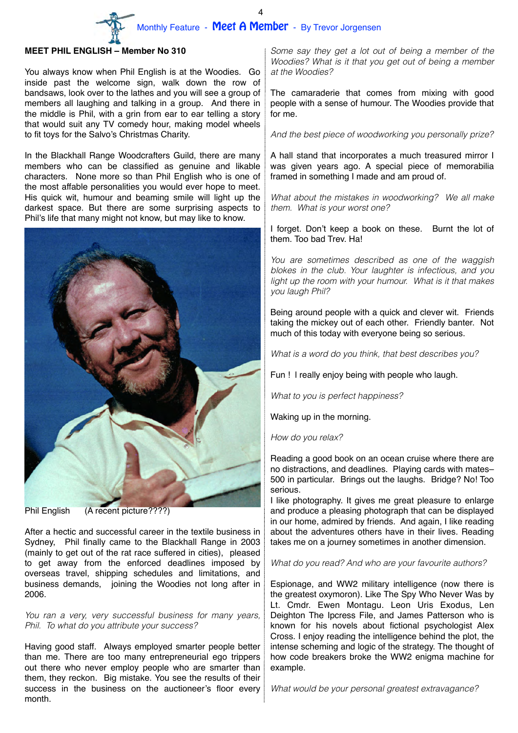Monthly Feature - **Meet A Member** - By Trevor Jorgensen

**MEET PHIL ENGLISH – Member No 310**

You always know when Phil English is at the Woodies. Go inside past the welcome sign, walk down the row of bandsaws, look over to the lathes and you will see a group of members all laughing and talking in a group. And there in the middle is Phil, with a grin from ear to ear telling a story that would suit any TV comedy hour, making model wheels to fit toys for the Salvo's Christmas Charity.

In the Blackhall Range Woodcrafters Guild, there are many members who can be classified as genuine and likable characters. None more so than Phil English who is one of the most affable personalities you would ever hope to meet. His quick wit, humour and beaming smile will light up the darkest space. But there are some surprising aspects to Phil's life that many might not know, but may like to know.

Phil English (A recent picture????)

After a hectic and successful career in the textile business in Sydney, Phil finally came to the Blackhall Range in 2003 (mainly to get out of the rat race suffered in cities), pleased to get away from the enforced deadlines imposed by overseas travel, shipping schedules and limitations, and business demands, joining the Woodies not long after in 2006.

*You ran a very, very successful business for many years, Phil. To what do you attribute your success?*

Having good staff. Always employed smarter people better than me. There are too many entrepreneurial ego trippers out there who never employ people who are smarter than them, they reckon. Big mistake. You see the results of their success in the business on the auctioneer's floor every month.

*Some say they get a lot out of being a member of the Woodies? What is it that you get out of being a member at the Woodies?*

The camaraderie that comes from mixing with good people with a sense of humour. The Woodies provide that for me.

*And the best piece of woodworking you personally prize?*

A hall stand that incorporates a much treasured mirror I was given years ago. A special piece of memorabilia framed in something I made and am proud of.

*What about the mistakes in woodworking? We all make them. What is your worst one?*

I forget. Don't keep a book on these. Burnt the lot of them. Too bad Trev. Ha!

*You are sometimes described as one of the waggish blokes in the club. Your laughter is infectious, and you light up the room with your humour. What is it that makes you laugh Phil?*

Being around people with a quick and clever wit. Friends taking the mickey out of each other. Friendly banter. Not much of this today with everyone being so serious.

*What is a word do you think, that best describes you?*

Fun ! I really enjoy being with people who laugh.

*What to you is perfect happiness?*

Waking up in the morning.

*How do you relax?*

Reading a good book on an ocean cruise where there are no distractions, and deadlines. Playing cards with mates– 500 in particular. Brings out the laughs. Bridge? No! Too serious.

I like photography. It gives me great pleasure to enlarge and produce a pleasing photograph that can be displayed in our home, admired by friends. And again, I like reading about the adventures others have in their lives. Reading takes me on a journey sometimes in another dimension.

*What do you read? And who are your favourite authors?*

Espionage, and WW2 military intelligence (now there is the greatest oxymoron). Like The Spy Who Never Was by Lt. Cmdr. Ewen Montagu. Leon Uris Exodus, Len Deighton The Ipcress File, and James Patterson who is known for his novels about fictional psychologist Alex Cross. I enjoy reading the intelligence behind the plot, the intense scheming and logic of the strategy. The thought of how code breakers broke the WW2 enigma machine for example.

*What would be your personal greatest extravagance?*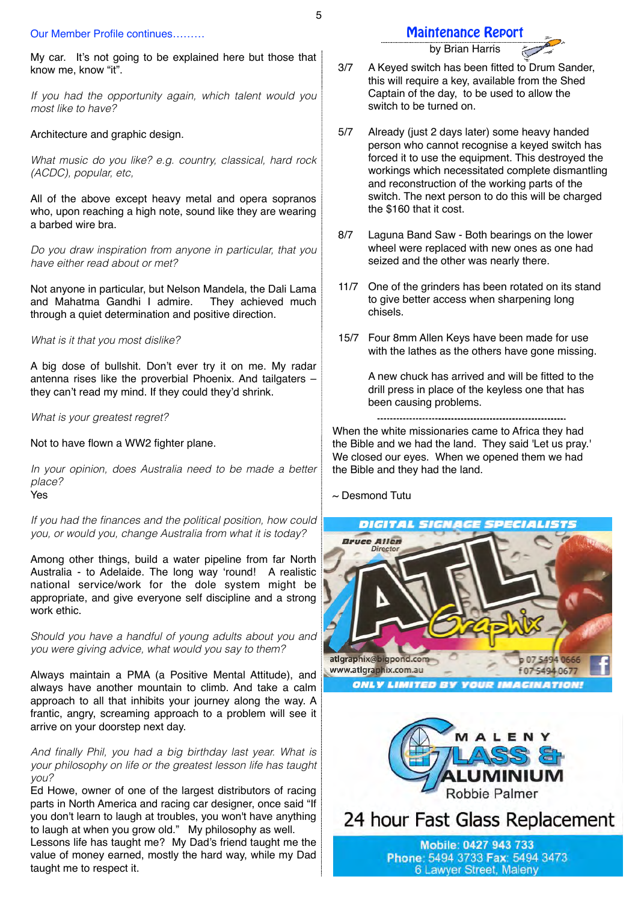Our Member Profile continues………

My car. It's not going to be explained here but those that know me, know "it".

*If you had the opportunity again, which talent would you most like to have?*

Architecture and graphic design.

*What music do you like? e.g. country, classical, hard rock (ACDC), popular, etc,*

All of the above except heavy metal and opera sopranos who, upon reaching a high note, sound like they are wearing a barbed wire bra.

*Do you draw inspiration from anyone in particular, that you have either read about or met?*

Not anyone in particular, but Nelson Mandela, the Dali Lama and Mahatma Gandhi I admire. They achieved much through a quiet determination and positive direction.

*What is it that you most dislike?*

A big dose of bullshit. Don't ever try it on me. My radar antenna rises like the proverbial Phoenix. And tailgaters – they can't read my mind. If they could they'd shrink.

*What is your greatest regret?*

Not to have flown a WW2 fighter plane.

*In your opinion, does Australia need to be made a better place?*
Yes

*If you had the finances and the political position, how could you, or would you, change Australia from what it is today?*

Among other things, build a water pipeline from far North Australia - to Adelaide. The long way 'round! A realistic national service/work for the dole system might be appropriate, and give everyone self discipline and a strong work ethic.

*Should you have a handful of young adults about you and you were giving advice, what would you say to them?*

Always maintain a PMA (a Positive Mental Attitude), and always have another mountain to climb. And take a calm approach to all that inhibits your journey along the way. A frantic, angry, screaming approach to a problem will see it arrive on your doorstep next day.

*And finally Phil, you had a big birthday last year. What is your philosophy on life or the greatest lesson life has taught you?*
Ed Howe, owner of one of the largest distributors of racing parts in North America and racing car designer, once said "If you don't learn to laugh at troubles, you won't have anything to laugh at when you grow old." My philosophy as well. Lessons life has taught me? My Dad's friend taught me the value of money earned, mostly the hard way, while my Dad taught me to respect it.

## Maintenance Report

by Brian Harris

3/7 A Keyed switch has been fitted to Drum Sander, this will require a key, available from the Shed Captain of the day, to be used to allow the switch to be turned on.

5/7 Already (just 2 days later) some heavy handed person who cannot recognise a keyed switch has forced it to use the equipment. This destroyed the workings which necessitated complete dismantling and reconstruction of the working parts of the switch. The next person to do this will be charged the $160 that it cost.

8/7 Laguna Band Saw - Both bearings on the lower wheel were replaced with new ones as one had seized and the other was nearly there.

11/7 One of the grinders has been rotated on its stand to give better access when sharpening long chisels.

15/7 Four 8mm Allen Keys have been made for use with the lathes as the others have gone missing.

A new chuck has arrived and will be fitted to the drill press in place of the keyless one that has been causing problems.

---

When the white missionaries came to Africa they had the Bible and we had the land. They said 'Let us pray.' We closed our eyes. When we opened them we had the Bible and they had the land.

~ Desmond Tutu

DIGITAL SIGNAGE SPECIALISTS
Bruce Allen, Director
ATL Graphix
atlgraphix@bigpond.com
www.atlgraphix.com.au
p 07 5494 0666
f 07 5494 0677
ONLY LIMITED BY YOUR IMAGINATION!

MALENY GLASS & ALUMINIUM
Robbie Palmer
24 hour Fast Glass Replacement
Mobile: 0427 943 733
Phone: 5494 3733 Fax: 5494 3473
6 Lawyer Street, Maleny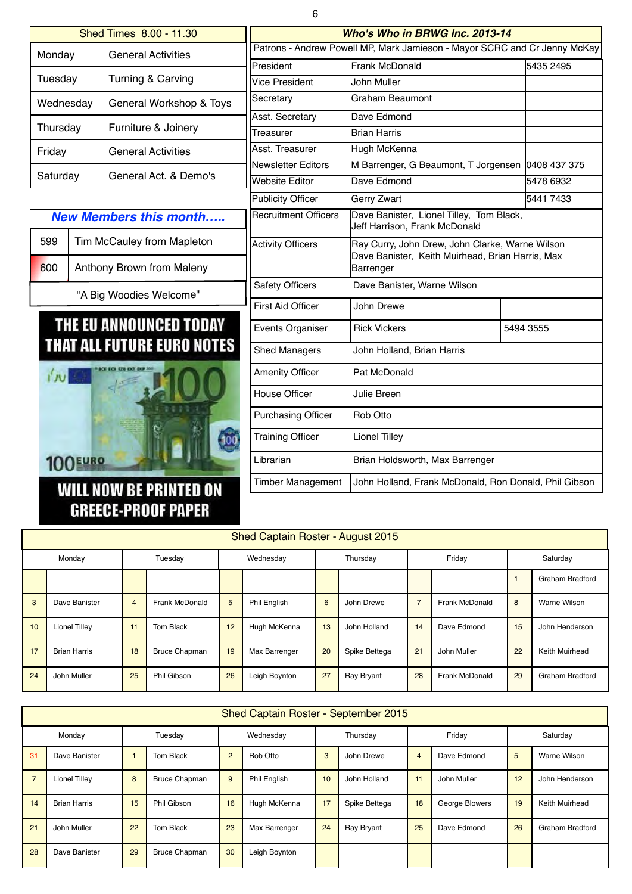| Shed Times 8.00 - 11.30 | |
|---|---|
| Monday | General Activities |
| Tuesday | Turning & Carving |
| Wednesday | General Workshop & Toys |
| Thursday | Furniture & Joinery |
| Friday | General Activities |
| Saturday | General Act. & Demo's |

| *New Members this month…..* | |
|---|---|
| 599 | Tim McCauley from Mapleton |
| 600 | Anthony Brown from Maleny |
| "A Big Woodies Welcome" | |

THE EU ANNOUNCED TODAY THAT ALL FUTURE EURO NOTES WILL NOW BE PRINTED ON GREECE-PROOF PAPER

| *Who's Who in BRWG Inc. 2013-14* | | |
|---|---|---|
| Patrons - Andrew Powell MP, Mark Jamieson - Mayor SCRC and Cr Jenny McKay | | |
| President | Frank McDonald | 5435 2495 |
| Vice President | John Muller | |
| Secretary | Graham Beaumont | |
| Asst. Secretary | Dave Edmond | |
| Treasurer | Brian Harris | |
| Asst. Treasurer | Hugh McKenna | |
| Newsletter Editors | M Barrenger, G Beaumont, T Jorgensen | 0408 437 375 |
| Website Editor | Dave Edmond | 5478 6932 |
| Publicity Officer | Gerry Zwart | 5441 7433 |
| Recruitment Officers | Dave Banister, Lionel Tilley, Tom Black, Jeff Harrison, Frank McDonald | |
| Activity Officers | Ray Curry, John Drew, John Clarke, Warne Wilson Dave Banister, Keith Muirhead, Brian Harris, Max Barrenger | |
| Safety Officers | Dave Banister, Warne Wilson | |
| First Aid Officer | John Drewe | |
| Events Organiser | Rick Vickers | 5494 3555 |
| Shed Managers | John Holland, Brian Harris | |
| Amenity Officer | Pat McDonald | |
| House Officer | Julie Breen | |
| Purchasing Officer | Rob Otto | |
| Training Officer | Lionel Tilley | |
| Librarian | Brian Holdsworth, Max Barrenger | |
| Timber Management | John Holland, Frank McDonald, Ron Donald, Phil Gibson | |

| Shed Captain Roster - August 2015 | | | | | | | | | | | |
|---|---|---|---|---|---|---|---|---|---|---|---|
| Monday | | Tuesday | | Wednesday | | Thursday | | Friday | | Saturday | |
| | | | | | | | | | | 1 | Graham Bradford |
| 3 | Dave Banister | 4 | Frank McDonald | 5 | Phil English | 6 | John Drewe | 7 | Frank McDonald | 8 | Warne Wilson |
| 10 | Lionel Tilley | 11 | Tom Black | 12 | Hugh McKenna | 13 | John Holland | 14 | Dave Edmond | 15 | John Henderson |
| 17 | Brian Harris | 18 | Bruce Chapman | 19 | Max Barrenger | 20 | Spike Bettega | 21 | John Muller | 22 | Keith Muirhead |
| 24 | John Muller | 25 | Phil Gibson | 26 | Leigh Boynton | 27 | Ray Bryant | 28 | Frank McDonald | 29 | Graham Bradford |

| Shed Captain Roster - September 2015 | | | | | | | | | | | |
|---|---|---|---|---|---|---|---|---|---|---|---|
| Monday | | Tuesday | | Wednesday | | Thursday | | Friday | | Saturday | |
| 31 | Dave Banister | 1 | Tom Black | 2 | Rob Otto | 3 | John Drewe | 4 | Dave Edmond | 5 | Warne Wilson |
| 7 | Lionel Tilley | 8 | Bruce Chapman | 9 | Phil English | 10 | John Holland | 11 | John Muller | 12 | John Henderson |
| 14 | Brian Harris | 15 | Phil Gibson | 16 | Hugh McKenna | 17 | Spike Bettega | 18 | George Blowers | 19 | Keith Muirhead |
| 21 | John Muller | 22 | Tom Black | 23 | Max Barrenger | 24 | Ray Bryant | 25 | Dave Edmond | 26 | Graham Bradford |
| 28 | Dave Banister | 29 | Bruce Chapman | 30 | Leigh Boynton | | | | | | |